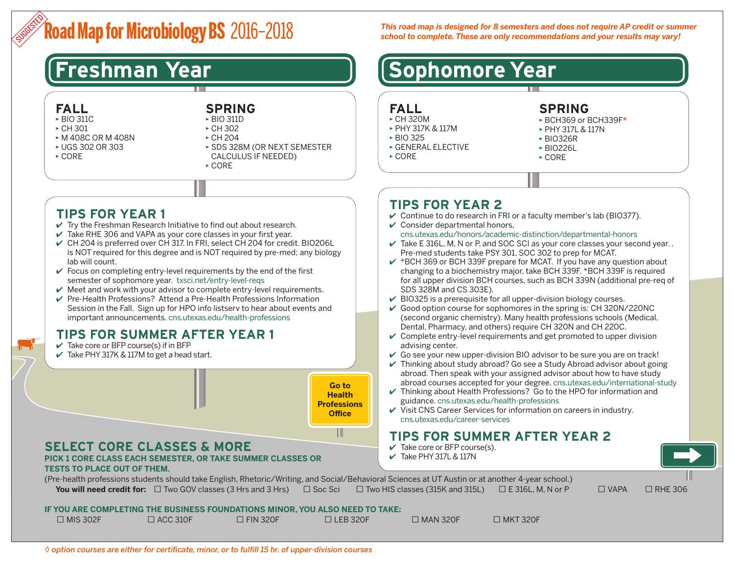SUGGESTED

# Road Map for Microbiology BS 2016–2018

*This road map is designed for 8 semesters and does not require AP credit or summer school to complete. These are only recommendations and your results may vary!*

## Freshman Year

### FALL
- BIO 311C
- CH 301
- M 408C OR M 408N
- UGS 302 OR 303
- CORE

### SPRING
- BIO 311D
- CH 302
- CH 204
- SDS 328M (OR NEXT SEMESTER CALCULUS IF NEEDED)
- CORE

### TIPS FOR YEAR 1
- ✔ Try the Freshman Research Initiative to find out about research.
- ✔ Take RHE 306 and VAPA as your core classes in your first year.
- ✔ CH 204 is preferred over CH 317. In FRI, select CH 204 for credit. BIO206L is NOT required for this degree and is NOT required by pre-med; any biology lab will count.
- ✔ Focus on completing entry-level requirements by the end of the first semester of sophomore year. txsci.net/entry-level-reqs
- ✔ Meet and work with your advisor to complete entry-level requirements.
- ✔ Pre-Health Professions? Attend a Pre-Health Professions Information Session in the Fall. Sign up for HPO info listserv to hear about events and important announcements. cns.utexas.edu/health-professions

### TIPS FOR SUMMER AFTER YEAR 1
- ✔ Take core or BFP course(s) if in BFP
- ✔ Take PHY 317K & 117M to get a head start.

**Go to Health Professions Office**

## Sophomore Year

### FALL
- CH 320M
- PHY 317K & 117M
- BIO 325
- GENERAL ELECTIVE
- CORE

### SPRING
- BCH369 or BCH339F*
- PHY 317L & 117N
- BIO326R
- BIO226L
- CORE

### TIPS FOR YEAR 2
- ✔ Continue to do research in FRI or a faculty member's lab (BIO377).
- ✔ Consider departmental honors, cns.utexas.edu/honors/academic-distinction/departmental-honors
- ✔ Take E 316L, M, N or P, and SOC SCI as your core classes your second year. . Pre-med students take PSY 301, SOC 302 to prep for MCAT.
- ✔ *BCH 369 or BCH 339F prepare for MCAT. If you have any question about changing to a biochemistry major, take BCH 339F. *BCH 339F is required for all upper division BCH courses, such as BCH 339N (additional pre-req of SDS 328M and CS 303E).
- ✔ BIO325 is a prerequisite for all upper-division biology courses.
- ✔ Good option course for sophomores in the spring is: CH 320N/220NC (second organic chemistry). Many health professions schools (Medical, Dental, Pharmacy, and others) require CH 320N and CH 220C.
- ✔ Complete entry-level requirements and get promoted to upper division advising center.
- ✔ Go see your new upper-division BIO advisor to be sure you are on track!
- ✔ Thinking about study abroad? Go see a Study Abroad advisor about going abroad. Then speak with your assigned advisor about how to have study abroad courses accepted for your degree. cns.utexas.edu/international-study
- ✔ Thinking about Health Professions? Go to the HPO for information and guidance. cns.utexas.edu/health-professions
- ✔ Visit CNS Career Services for information on careers in industry. cns.utexas.edu/career-services

### TIPS FOR SUMMER AFTER YEAR 2
- ✔ Take core or BFP course(s).
- ✔ Take PHY 317L & 117N

## SELECT CORE CLASSES & MORE

**PICK 1 CORE CLASS EACH SEMESTER, OR TAKE SUMMER CLASSES OR TESTS TO PLACE OUT OF THEM.**

(Pre-health professions students should take English, Rhetoric/Writing, and Social/Behavioral Sciences at UT Austin or at another 4-year school.)

**You will need credit for:** ☐ Two GOV classes (3 Hrs and 3 Hrs) ☐ Soc Sci ☐ Two HIS classes (315K and 315L) ☐ E 316L, M, N or P ☐ VAPA ☐ RHE 306

**IF YOU ARE COMPLETING THE BUSINESS FOUNDATIONS MINOR, YOU ALSO NEED TO TAKE:**

☐ MIS 302F ☐ ACC 310F ☐ FIN 320F ☐ LEB 320F ☐ MAN 320F ☐ MKT 320F

*◊ option courses are either for certificate, minor, or to fulfill 15 hr. of upper-division courses*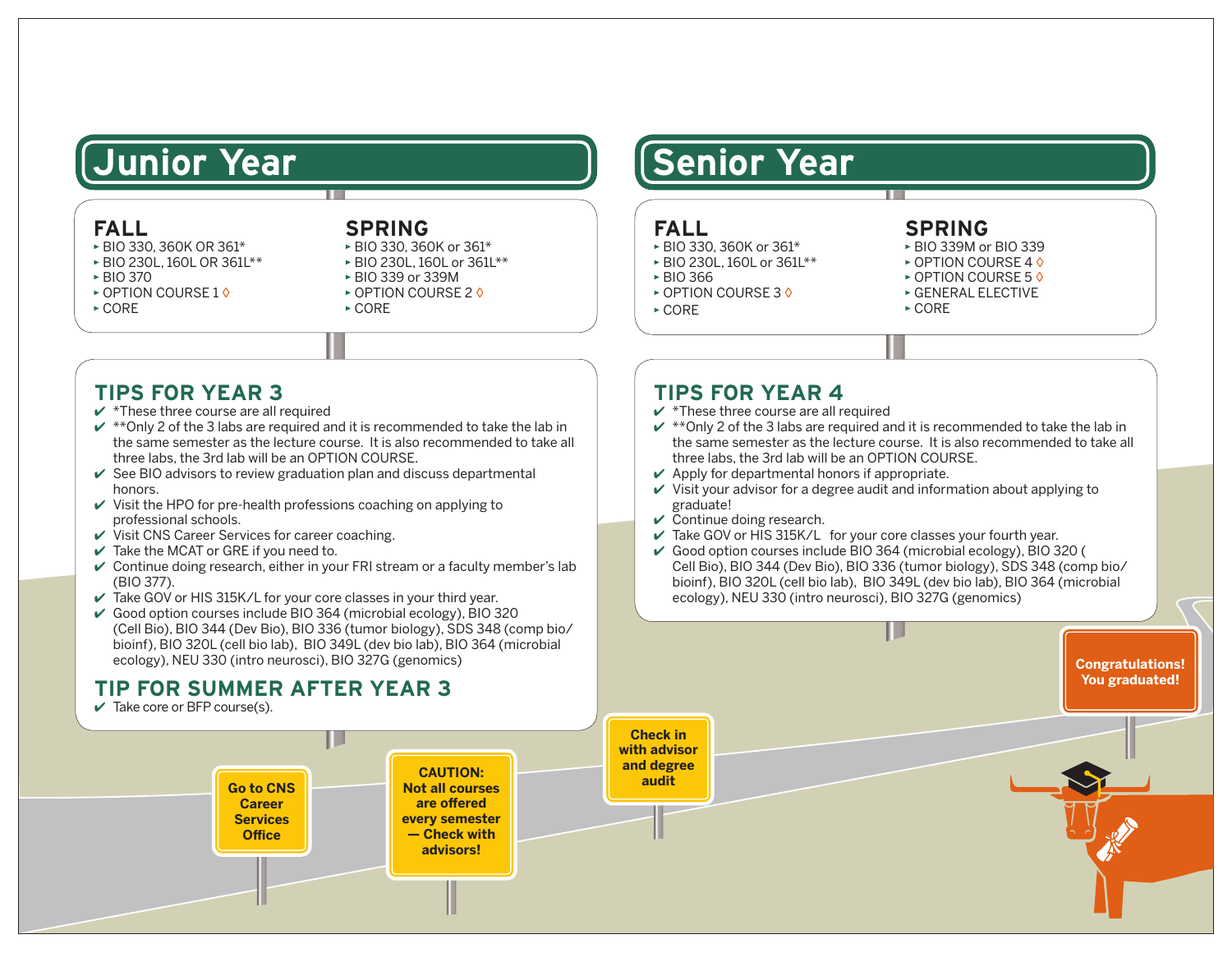# Junior Year

## FALL

- BIO 330, 360K OR 361*
- BIO 230L, 160L OR 361L**
- BIO 370
- OPTION COURSE 1 ◊
- CORE

## SPRING

- BIO 330, 360K or 361*
- BIO 230L, 160L or 361L**
- BIO 339 or 339M
- OPTION COURSE 2 ◊
- CORE

## TIPS FOR YEAR 3

- ✔ *These three course are all required
- ✔ **Only 2 of the 3 labs are required and it is recommended to take the lab in the same semester as the lecture course. It is also recommended to take all three labs, the 3rd lab will be an OPTION COURSE.
- ✔ See BIO advisors to review graduation plan and discuss departmental honors.
- ✔ Visit the HPO for pre-health professions coaching on applying to professional schools.
- ✔ Visit CNS Career Services for career coaching.
- ✔ Take the MCAT or GRE if you need to.
- ✔ Continue doing research, either in your FRI stream or a faculty member's lab (BIO 377).
- ✔ Take GOV or HIS 315K/L for your core classes in your third year.
- ✔ Good option courses include BIO 364 (microbial ecology), BIO 320 (Cell Bio), BIO 344 (Dev Bio), BIO 336 (tumor biology), SDS 348 (comp bio/ bioinf), BIO 320L (cell bio lab), BIO 349L (dev bio lab), BIO 364 (microbial ecology), NEU 330 (intro neurosci), BIO 327G (genomics)

## TIP FOR SUMMER AFTER YEAR 3

- ✔ Take core or BFP course(s).

# Senior Year

## FALL

- BIO 330, 360K or 361*
- BIO 230L, 160L or 361L**
- BIO 366
- OPTION COURSE 3 ◊
- CORE

## SPRING

- BIO 339M or BIO 339
- OPTION COURSE 4 ◊
- OPTION COURSE 5 ◊
- GENERAL ELECTIVE
- CORE

## TIPS FOR YEAR 4

- ✔ *These three course are all required
- ✔ **Only 2 of the 3 labs are required and it is recommended to take the lab in the same semester as the lecture course. It is also recommended to take all three labs, the 3rd lab will be an OPTION COURSE.
- ✔ Apply for departmental honors if appropriate.
- ✔ Visit your advisor for a degree audit and information about applying to graduate!
- ✔ Continue doing research.
- ✔ Take GOV or HIS 315K/L for your core classes your fourth year.
- ✔ Good option courses include BIO 364 (microbial ecology), BIO 320 ( Cell Bio), BIO 344 (Dev Bio), BIO 336 (tumor biology), SDS 348 (comp bio/ bioinf), BIO 320L (cell bio lab), BIO 349L (dev bio lab), BIO 364 (microbial ecology), NEU 330 (intro neurosci), BIO 327G (genomics)

**Go to CNS Career Services Office**

**CAUTION: Not all courses are offered every semester — Check with advisors!**

**Check in with advisor and degree audit**

**Congratulations! You graduated!**